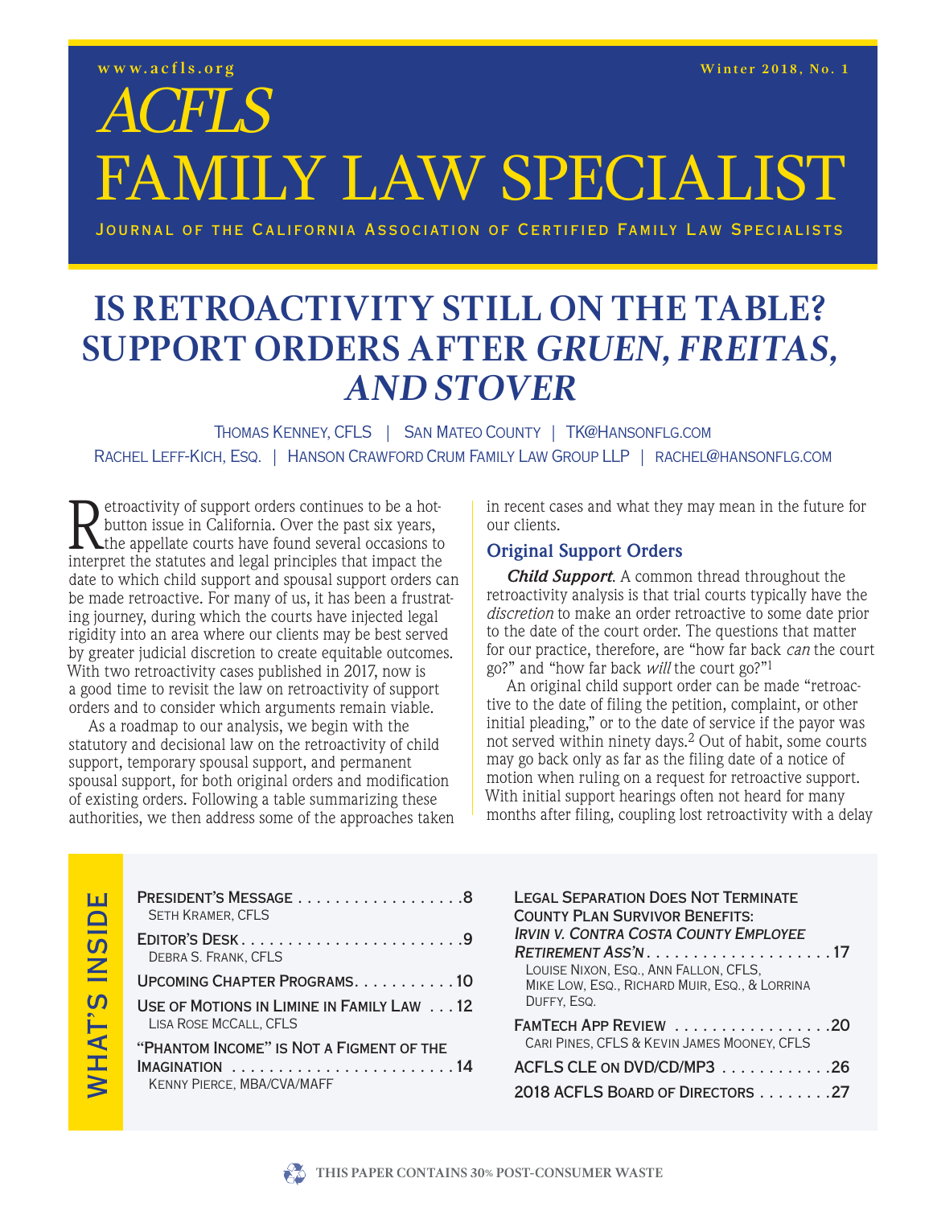www.acfls.org

Winter 2018, No. 1

# ACFLS FAMILY LAW SPECIALIST

Journal of the California Association of Certified Family Law Specialists

# IS RETROACTIVITY STILL ON THE TABLE? SUPPORT ORDERS AFTER *GRUEN, FREITAS, AND STOVER*

Thomas Kenney, CFLS | San Mateo County | TK@Hansonflg.com
Rachel Leff-Kich, Esq. | Hanson Crawford Crum Family Law Group LLP | rachel@hansonflg.com

Retroactivity of support orders continues to be a hot-button issue in California. Over the past six years, the appellate courts have found several occasions to interpret the statutes and legal principles that impact the date to which child support and spousal support orders can be made retroactive. For many of us, it has been a frustrating journey, during which the courts have injected legal rigidity into an area where our clients may be best served by greater judicial discretion to create equitable outcomes. With two retroactivity cases published in 2017, now is a good time to revisit the law on retroactivity of support orders and to consider which arguments remain viable.

As a roadmap to our analysis, we begin with the statutory and decisional law on the retroactivity of child support, temporary spousal support, and permanent spousal support, for both original orders and modification of existing orders. Following a table summarizing these authorities, we then address some of the approaches taken in recent cases and what they may mean in the future for our clients.

## Original Support Orders

***Child Support***. A common thread throughout the retroactivity analysis is that trial courts typically have the *discretion* to make an order retroactive to some date prior to the date of the court order. The questions that matter for our practice, therefore, are "how far back *can* the court go?" and "how far back *will* the court go?"[1]

An original child support order can be made "retroactive to the date of filing the petition, complaint, or other initial pleading," or to the date of service if the payor was not served within ninety days.[2] Out of habit, some courts may go back only as far as the filing date of a notice of motion when ruling on a request for retroactive support. With initial support hearings often not heard for many months after filing, coupling lost retroactivity with a delay

## WHAT'S INSIDE

- President's Message . . . . . . . . . . 8
  Seth Kramer, CFLS
- Editor's Desk . . . . . . . . . . 9
  Debra S. Frank, CFLS
- Upcoming Chapter Programs . . . . . . . . . . 10
- Use of Motions in Limine in Family Law . . . 12
  Lisa Rose McCall, CFLS
- "Phantom Income" is Not a Figment of the Imagination . . . . . . . . . . 14
  Kenny Pierce, MBA/CVA/MAFF
- Legal Separation Does Not Terminate County Plan Survivor Benefits: *Irvin v. Contra Costa County Employee Retirement Ass'n* . . . . . . . . . . 17
  Louise Nixon, Esq., Ann Fallon, CFLS, Mike Low, Esq., Richard Muir, Esq., & Lorrina Duffy, Esq.
- FamTech App Review . . . . . . . . . . 20
  Cari Pines, CFLS & Kevin James Mooney, CFLS
- ACFLS CLE on DVD/CD/MP3 . . . . . . . . . . 26
- 2018 ACFLS Board of Directors . . . . . . . . 27

This paper contains 30% post-consumer waste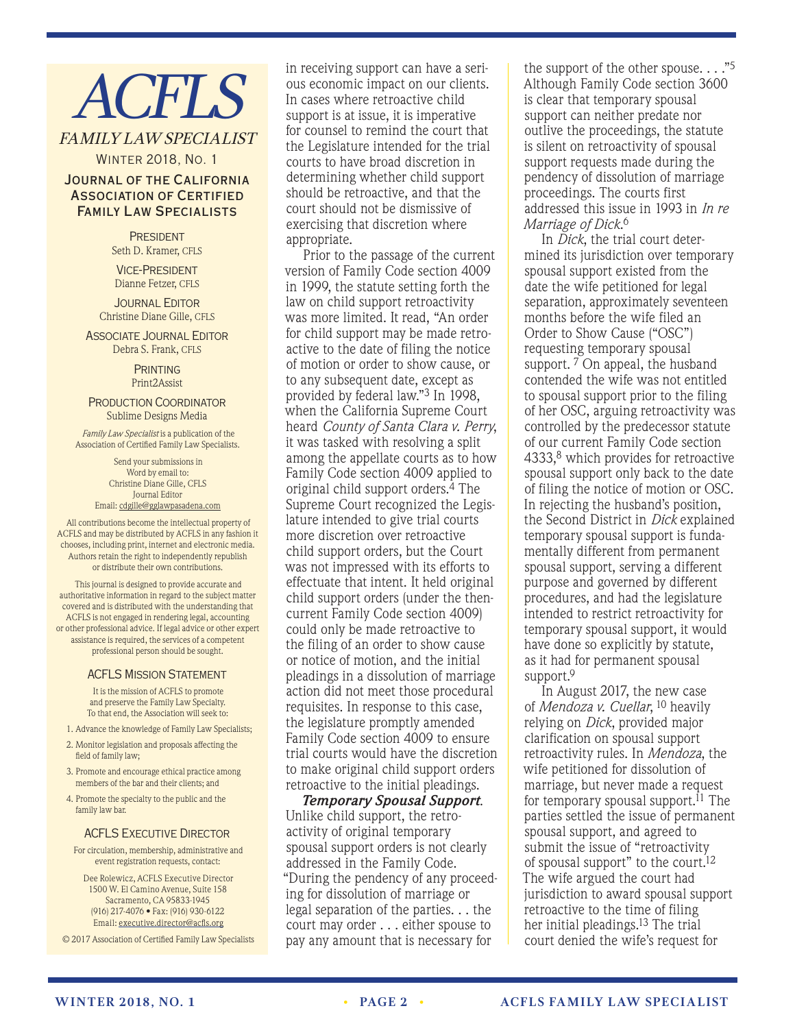# ACFLS

## FAMILY LAW SPECIALIST

WINTER 2018, NO. 1

### JOURNAL OF THE CALIFORNIA ASSOCIATION OF CERTIFIED FAMILY LAW SPECIALISTS

PRESIDENT
Seth D. Kramer, CFLS

VICE-PRESIDENT
Dianne Fetzer, CFLS

JOURNAL EDITOR
Christine Diane Gille, CFLS

ASSOCIATE JOURNAL EDITOR
Debra S. Frank, CFLS

PRINTING
Print2Assist

PRODUCTION COORDINATOR
Sublime Designs Media

*Family Law Specialist* is a publication of the Association of Certified Family Law Specialists.

Send your submissions in Word by email to:
Christine Diane Gille, CFLS
Journal Editor
Email: cdgille@gglawpasadena.com

All contributions become the intellectual property of ACFLS and may be distributed by ACFLS in any fashion it chooses, including print, internet and electronic media. Authors retain the right to independently republish or distribute their own contributions.

This journal is designed to provide accurate and authoritative information in regard to the subject matter covered and is distributed with the understanding that ACFLS is not engaged in rendering legal, accounting or other professional advice. If legal advice or other expert assistance is required, the services of a competent professional person should be sought.

### ACFLS MISSION STATEMENT

It is the mission of ACFLS to promote and preserve the Family Law Specialty. To that end, the Association will seek to:

1. Advance the knowledge of Family Law Specialists;
2. Monitor legislation and proposals affecting the field of family law;
3. Promote and encourage ethical practice among members of the bar and their clients; and
4. Promote the specialty to the public and the family law bar.

### ACFLS EXECUTIVE DIRECTOR

For circulation, membership, administrative and event registration requests, contact:

Dee Rolewicz, ACFLS Executive Director
1500 W. El Camino Avenue, Suite 158
Sacramento, CA 95833-1945
(916) 217-4076 • Fax: (916) 930-6122
Email: executive.director@acfls.org

© 2017 Association of Certified Family Law Specialists

---

in receiving support can have a serious economic impact on our clients. In cases where retroactive child support is at issue, it is imperative for counsel to remind the court that the Legislature intended for the trial courts to have broad discretion in determining whether child support should be retroactive, and that the court should not be dismissive of exercising that discretion where appropriate.

Prior to the passage of the current version of Family Code section 4009 in 1999, the statute setting forth the law on child support retroactivity was more limited. It read, "An order for child support may be made retroactive to the date of filing the notice of motion or order to show cause, or to any subsequent date, except as provided by federal law."[3] In 1998, when the California Supreme Court heard *County of Santa Clara v. Perry*, it was tasked with resolving a split among the appellate courts as to how Family Code section 4009 applied to original child support orders.[4] The Supreme Court recognized the Legislature intended to give trial courts more discretion over retroactive child support orders, but the Court was not impressed with its efforts to effectuate that intent. It held original child support orders (under the then-current Family Code section 4009) could only be made retroactive to the filing of an order to show cause or notice of motion, and the initial pleadings in a dissolution of marriage action did not meet those procedural requisites. In response to this case, the legislature promptly amended Family Code section 4009 to ensure trial courts would have the discretion to make original child support orders retroactive to the initial pleadings.

***Temporary Spousal Support.*** Unlike child support, the retroactivity of original temporary spousal support orders is not clearly addressed in the Family Code. "During the pendency of any proceeding for dissolution of marriage or legal separation of the parties. . . the court may order . . . either spouse to pay any amount that is necessary for the support of the other spouse. . . ."[5] Although Family Code section 3600 is clear that temporary spousal support can neither predate nor outlive the proceedings, the statute is silent on retroactivity of spousal support requests made during the pendency of dissolution of marriage proceedings. The courts first addressed this issue in 1993 in *In re Marriage of Dick*.[6]

In *Dick*, the trial court determined its jurisdiction over temporary spousal support existed from the date the wife petitioned for legal separation, approximately seventeen months before the wife filed an Order to Show Cause ("OSC") requesting temporary spousal support.[7] On appeal, the husband contended the wife was not entitled to spousal support prior to the filing of her OSC, arguing retroactivity was controlled by the predecessor statute of our current Family Code section 4333,[8] which provides for retroactive spousal support only back to the date of filing the notice of motion or OSC. In rejecting the husband's position, the Second District in *Dick* explained temporary spousal support is fundamentally different from permanent spousal support, serving a different purpose and governed by different procedures, and had the legislature intended to restrict retroactivity for temporary spousal support, it would have done so explicitly by statute, as it had for permanent spousal support.[9]

In August 2017, the new case of *Mendoza v. Cuellar*,[10] heavily relying on *Dick*, provided major clarification on spousal support retroactivity rules. In *Mendoza*, the wife petitioned for dissolution of marriage, but never made a request for temporary spousal support.[11] The parties settled the issue of permanent spousal support, and agreed to submit the issue of "retroactivity of spousal support" to the court.[12] The wife argued the court had jurisdiction to award spousal support retroactive to the time of filing her initial pleadings.[13] The trial court denied the wife's request for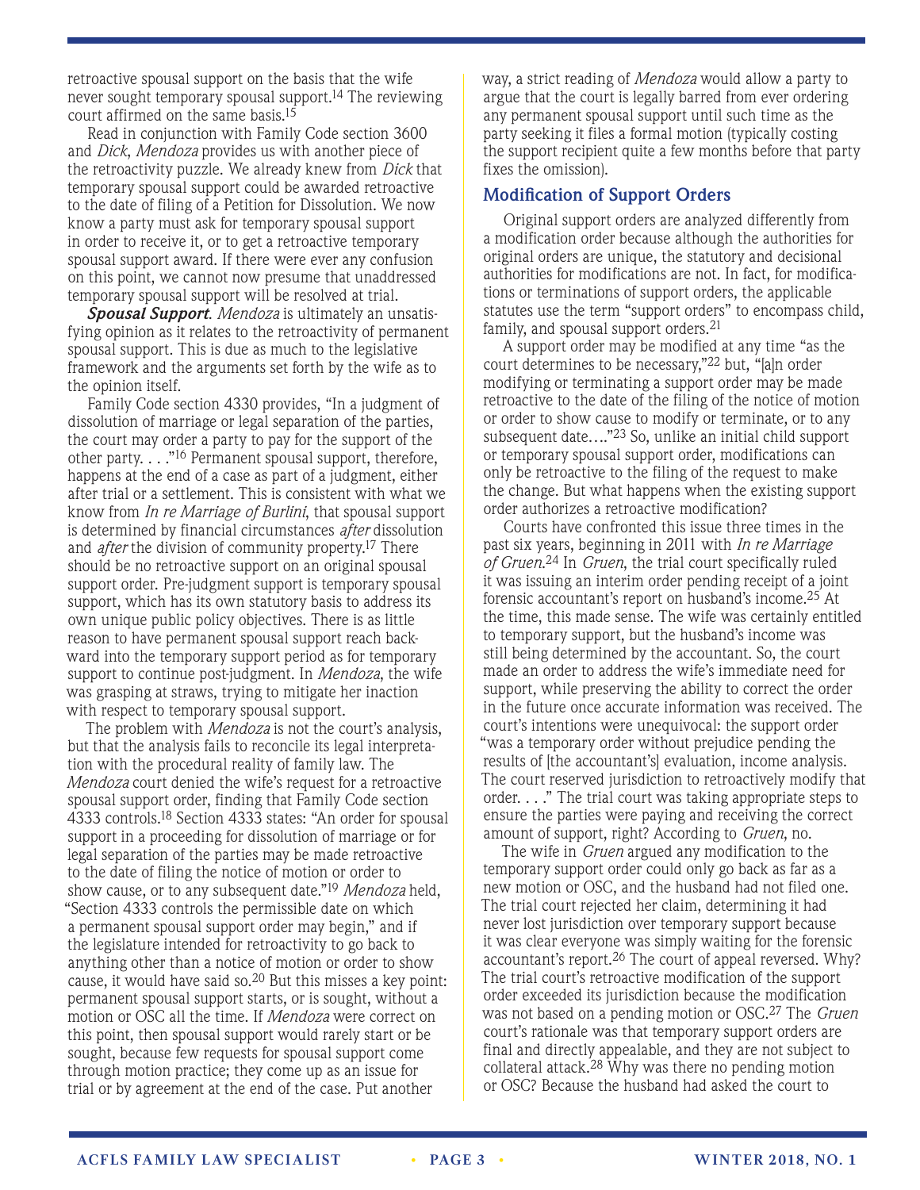retroactive spousal support on the basis that the wife never sought temporary spousal support.[14] The reviewing court affirmed on the same basis.[15]

Read in conjunction with Family Code section 3600 and *Dick*, *Mendoza* provides us with another piece of the retroactivity puzzle. We already knew from *Dick* that temporary spousal support could be awarded retroactive to the date of filing of a Petition for Dissolution. We now know a party must ask for temporary spousal support in order to receive it, or to get a retroactive temporary spousal support award. If there were ever any confusion on this point, we cannot now presume that unaddressed temporary spousal support will be resolved at trial.

***Spousal Support***. *Mendoza* is ultimately an unsatisfying opinion as it relates to the retroactivity of permanent spousal support. This is due as much to the legislative framework and the arguments set forth by the wife as to the opinion itself.

Family Code section 4330 provides, "In a judgment of dissolution of marriage or legal separation of the parties, the court may order a party to pay for the support of the other party. . . ."[16] Permanent spousal support, therefore, happens at the end of a case as part of a judgment, either after trial or a settlement. This is consistent with what we know from *In re Marriage of Burlini*, that spousal support is determined by financial circumstances *after* dissolution and *after* the division of community property.[17] There should be no retroactive support on an original spousal support order. Pre-judgment support is temporary spousal support, which has its own statutory basis to address its own unique public policy objectives. There is as little reason to have permanent spousal support reach backward into the temporary support period as for temporary support to continue post-judgment. In *Mendoza*, the wife was grasping at straws, trying to mitigate her inaction with respect to temporary spousal support.

The problem with *Mendoza* is not the court's analysis, but that the analysis fails to reconcile its legal interpretation with the procedural reality of family law. The *Mendoza* court denied the wife's request for a retroactive spousal support order, finding that Family Code section 4333 controls.[18] Section 4333 states: "An order for spousal support in a proceeding for dissolution of marriage or for legal separation of the parties may be made retroactive to the date of filing the notice of motion or order to show cause, or to any subsequent date."[19] *Mendoza* held, "Section 4333 controls the permissible date on which a permanent spousal support order may begin," and if the legislature intended for retroactivity to go back to anything other than a notice of motion or order to show cause, it would have said so.[20] But this misses a key point: permanent spousal support starts, or is sought, without a motion or OSC all the time. If *Mendoza* were correct on this point, then spousal support would rarely start or be sought, because few requests for spousal support come through motion practice; they come up as an issue for trial or by agreement at the end of the case. Put another way, a strict reading of *Mendoza* would allow a party to argue that the court is legally barred from ever ordering any permanent spousal support until such time as the party seeking it files a formal motion (typically costing the support recipient quite a few months before that party fixes the omission).

### Modification of Support Orders

Original support orders are analyzed differently from a modification order because although the authorities for original orders are unique, the statutory and decisional authorities for modifications are not. In fact, for modifications or terminations of support orders, the applicable statutes use the term "support orders" to encompass child, family, and spousal support orders.[21]

A support order may be modified at any time "as the court determines to be necessary,"[22] but, "[a]n order modifying or terminating a support order may be made retroactive to the date of the filing of the notice of motion or order to show cause to modify or terminate, or to any subsequent date…."[23] So, unlike an initial child support or temporary spousal support order, modifications can only be retroactive to the filing of the request to make the change. But what happens when the existing support order authorizes a retroactive modification?

Courts have confronted this issue three times in the past six years, beginning in 2011 with *In re Marriage of Gruen*.[24] In *Gruen*, the trial court specifically ruled it was issuing an interim order pending receipt of a joint forensic accountant's report on husband's income.[25] At the time, this made sense. The wife was certainly entitled to temporary support, but the husband's income was still being determined by the accountant. So, the court made an order to address the wife's immediate need for support, while preserving the ability to correct the order in the future once accurate information was received. The court's intentions were unequivocal: the support order "was a temporary order without prejudice pending the results of [the accountant's] evaluation, income analysis. The court reserved jurisdiction to retroactively modify that order. . . ." The trial court was taking appropriate steps to ensure the parties were paying and receiving the correct amount of support, right? According to *Gruen*, no.

The wife in *Gruen* argued any modification to the temporary support order could only go back as far as a new motion or OSC, and the husband had not filed one. The trial court rejected her claim, determining it had never lost jurisdiction over temporary support because it was clear everyone was simply waiting for the forensic accountant's report.[26] The court of appeal reversed. Why? The trial court's retroactive modification of the support order exceeded its jurisdiction because the modification was not based on a pending motion or OSC.[27] The *Gruen* court's rationale was that temporary support orders are final and directly appealable, and they are not subject to collateral attack.[28] Why was there no pending motion or OSC? Because the husband had asked the court to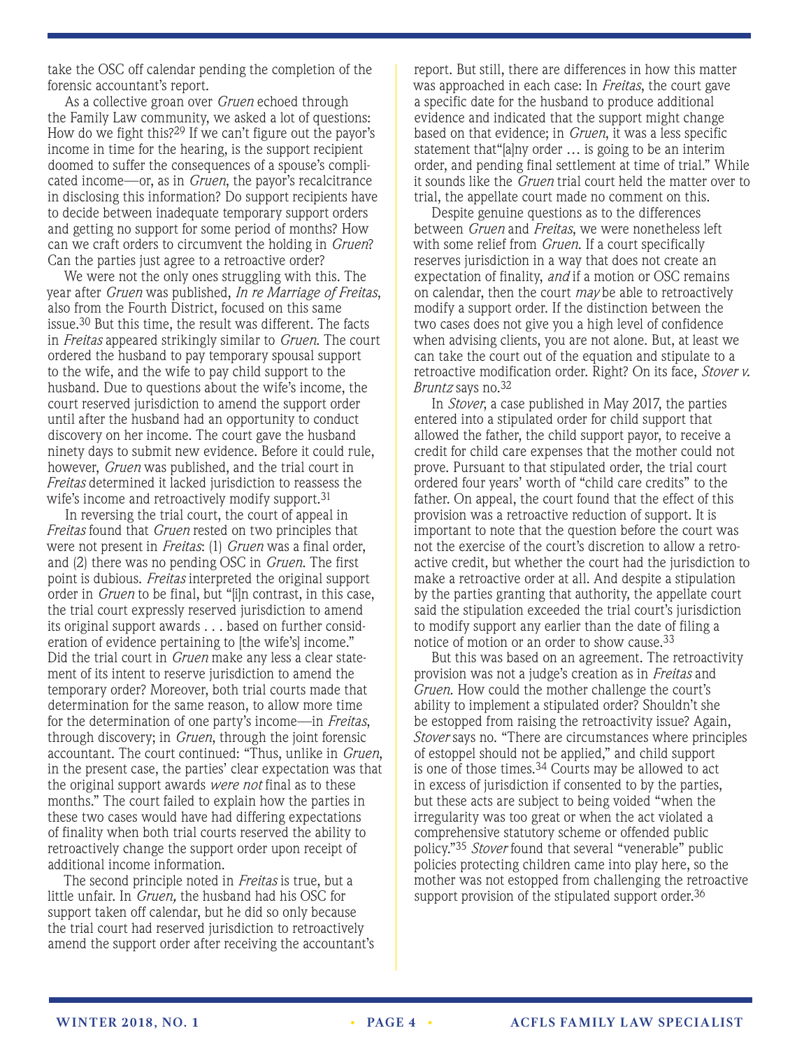take the OSC off calendar pending the completion of the forensic accountant's report.

As a collective groan over *Gruen* echoed through the Family Law community, we asked a lot of questions: How do we fight this?[29] If we can't figure out the payor's income in time for the hearing, is the support recipient doomed to suffer the consequences of a spouse's complicated income—or, as in *Gruen*, the payor's recalcitrance in disclosing this information? Do support recipients have to decide between inadequate temporary support orders and getting no support for some period of months? How can we craft orders to circumvent the holding in *Gruen*? Can the parties just agree to a retroactive order?

We were not the only ones struggling with this. The year after *Gruen* was published, *In re Marriage of Freitas*, also from the Fourth District, focused on this same issue.[30] But this time, the result was different. The facts in *Freitas* appeared strikingly similar to *Gruen*. The court ordered the husband to pay temporary spousal support to the wife, and the wife to pay child support to the husband. Due to questions about the wife's income, the court reserved jurisdiction to amend the support order until after the husband had an opportunity to conduct discovery on her income. The court gave the husband ninety days to submit new evidence. Before it could rule, however, *Gruen* was published, and the trial court in *Freitas* determined it lacked jurisdiction to reassess the wife's income and retroactively modify support.[31]

In reversing the trial court, the court of appeal in *Freitas* found that *Gruen* rested on two principles that were not present in *Freitas*: (1) *Gruen* was a final order, and (2) there was no pending OSC in *Gruen*. The first point is dubious. *Freitas* interpreted the original support order in *Gruen* to be final, but "[i]n contrast, in this case, the trial court expressly reserved jurisdiction to amend its original support awards . . . based on further consideration of evidence pertaining to [the wife's] income." Did the trial court in *Gruen* make any less a clear statement of its intent to reserve jurisdiction to amend the temporary order? Moreover, both trial courts made that determination for the same reason, to allow more time for the determination of one party's income—in *Freitas*, through discovery; in *Gruen*, through the joint forensic accountant. The court continued: "Thus, unlike in *Gruen*, in the present case, the parties' clear expectation was that the original support awards *were not* final as to these months." The court failed to explain how the parties in these two cases would have had differing expectations of finality when both trial courts reserved the ability to retroactively change the support order upon receipt of additional income information.

The second principle noted in *Freitas* is true, but a little unfair. In *Gruen,* the husband had his OSC for support taken off calendar, but he did so only because the trial court had reserved jurisdiction to retroactively amend the support order after receiving the accountant's report. But still, there are differences in how this matter was approached in each case: In *Freitas*, the court gave a specific date for the husband to produce additional evidence and indicated that the support might change based on that evidence; in *Gruen*, it was a less specific statement that "[a]ny order … is going to be an interim order, and pending final settlement at time of trial." While it sounds like the *Gruen* trial court held the matter over to trial, the appellate court made no comment on this.

Despite genuine questions as to the differences between *Gruen* and *Freitas*, we were nonetheless left with some relief from *Gruen*. If a court specifically reserves jurisdiction in a way that does not create an expectation of finality, *and* if a motion or OSC remains on calendar, then the court *may* be able to retroactively modify a support order. If the distinction between the two cases does not give you a high level of confidence when advising clients, you are not alone. But, at least we can take the court out of the equation and stipulate to a retroactive modification order. Right? On its face, *Stover v. Bruntz* says no.[32]

In *Stover*, a case published in May 2017, the parties entered into a stipulated order for child support that allowed the father, the child support payor, to receive a credit for child care expenses that the mother could not prove. Pursuant to that stipulated order, the trial court ordered four years' worth of "child care credits" to the father. On appeal, the court found that the effect of this provision was a retroactive reduction of support. It is important to note that the question before the court was not the exercise of the court's discretion to allow a retroactive credit, but whether the court had the jurisdiction to make a retroactive order at all. And despite a stipulation by the parties granting that authority, the appellate court said the stipulation exceeded the trial court's jurisdiction to modify support any earlier than the date of filing a notice of motion or an order to show cause.[33]

But this was based on an agreement. The retroactivity provision was not a judge's creation as in *Freitas* and *Gruen*. How could the mother challenge the court's ability to implement a stipulated order? Shouldn't she be estopped from raising the retroactivity issue? Again, *Stover* says no. "There are circumstances where principles of estoppel should not be applied," and child support is one of those times.[34] Courts may be allowed to act in excess of jurisdiction if consented to by the parties, but these acts are subject to being voided "when the irregularity was too great or when the act violated a comprehensive statutory scheme or offended public policy."[35] *Stover* found that several "venerable" public policies protecting children came into play here, so the mother was not estopped from challenging the retroactive support provision of the stipulated support order.[36]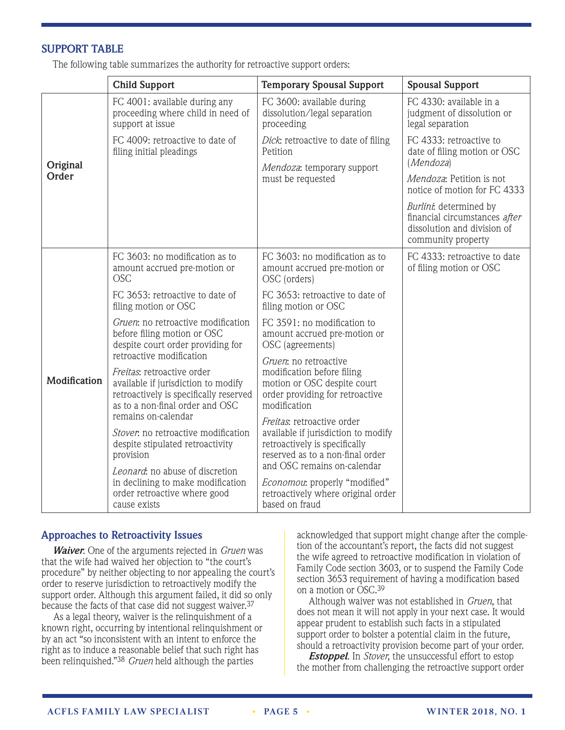## SUPPORT TABLE

The following table summarizes the authority for retroactive support orders:

| | Child Support | Temporary Spousal Support | Spousal Support |
|---|---|---|---|
| **Original Order** | FC 4001: available during any proceeding where child in need of support at issue<br><br>FC 4009: retroactive to date of filing initial pleadings | FC 3600: available during dissolution/legal separation proceeding<br><br>*Dick*: retroactive to date of filing Petition<br><br>*Mendoza*: temporary support must be requested | FC 4330: available in a judgment of dissolution or legal separation<br><br>FC 4333: retroactive to date of filing motion or OSC (*Mendoza*)<br><br>*Mendoza*: Petition is not notice of motion for FC 4333<br><br>*Burlini*: determined by financial circumstances *after* dissolution and division of community property |
| **Modification** | FC 3603: no modification as to amount accrued pre-motion or OSC<br><br>FC 3653: retroactive to date of filing motion or OSC<br><br>*Gruen*: no retroactive modification before filing motion or OSC despite court order providing for retroactive modification<br><br>*Freitas*: retroactive order available if jurisdiction to modify retroactively is specifically reserved as to a non-final order and OSC remains on-calendar<br><br>*Stover*: no retroactive modification despite stipulated retroactivity provision<br><br>*Leonard*: no abuse of discretion in declining to make modification order retroactive where good cause exists | FC 3603: no modification as to amount accrued pre-motion or OSC (orders)<br><br>FC 3653: retroactive to date of filing motion or OSC<br><br>FC 3591: no modification to amount accrued pre-motion or OSC (agreements)<br><br>*Gruen*: no retroactive modification before filing motion or OSC despite court order providing for retroactive modification<br><br>*Freitas*: retroactive order available if jurisdiction to modify retroactively is specifically reserved as to a non-final order and OSC remains on-calendar<br><br>*Economou*: properly "modified" retroactively where original order based on fraud | FC 4333: retroactive to date of filing motion or OSC |

### Approaches to Retroactivity Issues

***Waiver***. One of the arguments rejected in *Gruen* was that the wife had waived her objection to "the court's procedure" by neither objecting to nor appealing the court's order to reserve jurisdiction to retroactively modify the support order. Although this argument failed, it did so only because the facts of that case did not suggest waiver.[37]

As a legal theory, waiver is the relinquishment of a known right, occurring by intentional relinquishment or by an act "so inconsistent with an intent to enforce the right as to induce a reasonable belief that such right has been relinquished."[38] *Gruen* held although the parties acknowledged that support might change after the completion of the accountant's report, the facts did not suggest the wife agreed to retroactive modification in violation of Family Code section 3603, or to suspend the Family Code section 3653 requirement of having a modification based on a motion or OSC.[39]

Although waiver was not established in *Gruen*, that does not mean it will not apply in your next case. It would appear prudent to establish such facts in a stipulated support order to bolster a potential claim in the future, should a retroactivity provision become part of your order.

***Estoppel***. In *Stover*, the unsuccessful effort to estop the mother from challenging the retroactive support order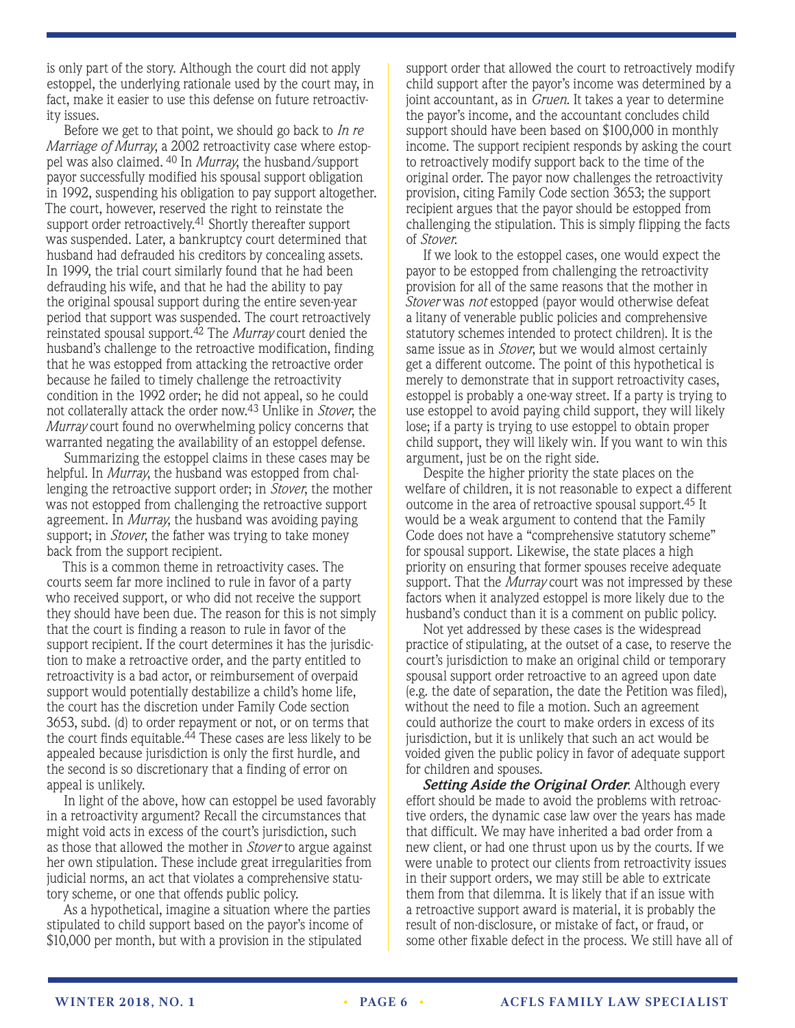is only part of the story. Although the court did not apply estoppel, the underlying rationale used by the court may, in fact, make it easier to use this defense on future retroactivity issues.

Before we get to that point, we should go back to *In re Marriage of Murray*, a 2002 retroactivity case where estoppel was also claimed. [40] In *Murray*, the husband/support payor successfully modified his spousal support obligation in 1992, suspending his obligation to pay support altogether. The court, however, reserved the right to reinstate the support order retroactively.[41] Shortly thereafter support was suspended. Later, a bankruptcy court determined that husband had defrauded his creditors by concealing assets. In 1999, the trial court similarly found that he had been defrauding his wife, and that he had the ability to pay the original spousal support during the entire seven-year period that support was suspended. The court retroactively reinstated spousal support.[42] The *Murray* court denied the husband's challenge to the retroactive modification, finding that he was estopped from attacking the retroactive order because he failed to timely challenge the retroactivity condition in the 1992 order; he did not appeal, so he could not collaterally attack the order now.[43] Unlike in *Stover*, the *Murray* court found no overwhelming policy concerns that warranted negating the availability of an estoppel defense.

Summarizing the estoppel claims in these cases may be helpful. In *Murray*, the husband was estopped from challenging the retroactive support order; in *Stover*, the mother was not estopped from challenging the retroactive support agreement. In *Murray*, the husband was avoiding paying support; in *Stover*, the father was trying to take money back from the support recipient.

This is a common theme in retroactivity cases. The courts seem far more inclined to rule in favor of a party who received support, or who did not receive the support they should have been due. The reason for this is not simply that the court is finding a reason to rule in favor of the support recipient. If the court determines it has the jurisdiction to make a retroactive order, and the party entitled to retroactivity is a bad actor, or reimbursement of overpaid support would potentially destabilize a child's home life, the court has the discretion under Family Code section 3653, subd. (d) to order repayment or not, or on terms that the court finds equitable.[44] These cases are less likely to be appealed because jurisdiction is only the first hurdle, and the second is so discretionary that a finding of error on appeal is unlikely.

In light of the above, how can estoppel be used favorably in a retroactivity argument? Recall the circumstances that might void acts in excess of the court's jurisdiction, such as those that allowed the mother in *Stover* to argue against her own stipulation. These include great irregularities from judicial norms, an act that violates a comprehensive statutory scheme, or one that offends public policy.

As a hypothetical, imagine a situation where the parties stipulated to child support based on the payor's income of $10,000 per month, but with a provision in the stipulated support order that allowed the court to retroactively modify child support after the payor's income was determined by a joint accountant, as in *Gruen*. It takes a year to determine the payor's income, and the accountant concludes child support should have been based on $100,000 in monthly income. The support recipient responds by asking the court to retroactively modify support back to the time of the original order. The payor now challenges the retroactivity provision, citing Family Code section 3653; the support recipient argues that the payor should be estopped from challenging the stipulation. This is simply flipping the facts of *Stover*.

If we look to the estoppel cases, one would expect the payor to be estopped from challenging the retroactivity provision for all of the same reasons that the mother in *Stover* was *not* estopped (payor would otherwise defeat a litany of venerable public policies and comprehensive statutory schemes intended to protect children). It is the same issue as in *Stover*, but we would almost certainly get a different outcome. The point of this hypothetical is merely to demonstrate that in support retroactivity cases, estoppel is probably a one-way street. If a party is trying to use estoppel to avoid paying child support, they will likely lose; if a party is trying to use estoppel to obtain proper child support, they will likely win. If you want to win this argument, just be on the right side.

Despite the higher priority the state places on the welfare of children, it is not reasonable to expect a different outcome in the area of retroactive spousal support.[45] It would be a weak argument to contend that the Family Code does not have a "comprehensive statutory scheme" for spousal support. Likewise, the state places a high priority on ensuring that former spouses receive adequate support. That the *Murray* court was not impressed by these factors when it analyzed estoppel is more likely due to the husband's conduct than it is a comment on public policy.

Not yet addressed by these cases is the widespread practice of stipulating, at the outset of a case, to reserve the court's jurisdiction to make an original child or temporary spousal support order retroactive to an agreed upon date (e.g. the date of separation, the date the Petition was filed), without the need to file a motion. Such an agreement could authorize the court to make orders in excess of its jurisdiction, but it is unlikely that such an act would be voided given the public policy in favor of adequate support for children and spouses.

***Setting Aside the Original Order***. Although every effort should be made to avoid the problems with retroactive orders, the dynamic case law over the years has made that difficult. We may have inherited a bad order from a new client, or had one thrust upon us by the courts. If we were unable to protect our clients from retroactivity issues in their support orders, we may still be able to extricate them from that dilemma. It is likely that if an issue with a retroactive support award is material, it is probably the result of non-disclosure, or mistake of fact, or fraud, or some other fixable defect in the process. We still have all of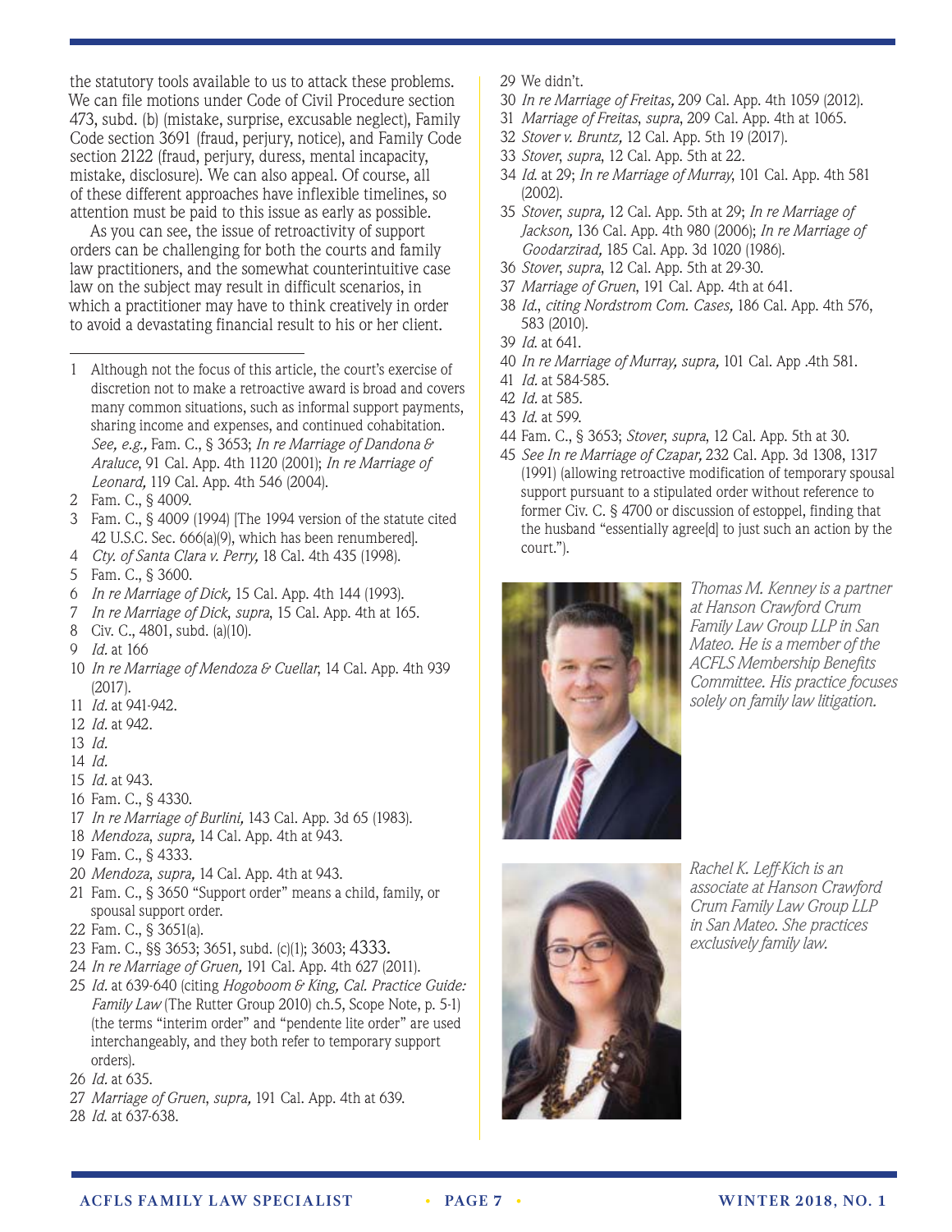the statutory tools available to us to attack these problems. We can file motions under Code of Civil Procedure section 473, subd. (b) (mistake, surprise, excusable neglect), Family Code section 3691 (fraud, perjury, notice), and Family Code section 2122 (fraud, perjury, duress, mental incapacity, mistake, disclosure). We can also appeal. Of course, all of these different approaches have inflexible timelines, so attention must be paid to this issue as early as possible.

As you can see, the issue of retroactivity of support orders can be challenging for both the courts and family law practitioners, and the somewhat counterintuitive case law on the subject may result in difficult scenarios, in which a practitioner may have to think creatively in order to avoid a devastating financial result to his or her client.

---

1 Although not the focus of this article, the court's exercise of discretion not to make a retroactive award is broad and covers many common situations, such as informal support payments, sharing income and expenses, and continued cohabitation. *See, e.g.,* Fam. C., § 3653; *In re Marriage of Dandona & Araluce*, 91 Cal. App. 4th 1120 (2001); *In re Marriage of Leonard,* 119 Cal. App. 4th 546 (2004).

2 Fam. C., § 4009.

3 Fam. C., § 4009 (1994) [The 1994 version of the statute cited 42 U.S.C. Sec. 666(a)(9), which has been renumbered].

4 *Cty. of Santa Clara v. Perry,* 18 Cal. 4th 435 (1998).

5 Fam. C., § 3600.

6 *In re Marriage of Dick,* 15 Cal. App. 4th 144 (1993).

7 *In re Marriage of Dick, supra*, 15 Cal. App. 4th at 165.

8 Civ. C., 4801, subd. (a)(10).

9 *Id.* at 166

10 *In re Marriage of Mendoza & Cuellar*, 14 Cal. App. 4th 939 (2017).

11 *Id.* at 941-942.

12 *Id.* at 942.

13 *Id.*

14 *Id.*

15 *Id.* at 943.

16 Fam. C., § 4330.

17 *In re Marriage of Burlini,* 143 Cal. App. 3d 65 (1983).

18 *Mendoza, supra,* 14 Cal. App. 4th at 943.

19 Fam. C., § 4333.

20 *Mendoza, supra,* 14 Cal. App. 4th at 943.

21 Fam. C., § 3650 "Support order" means a child, family, or spousal support order.

22 Fam. C., § 3651(a).

23 Fam. C., §§ 3653; 3651, subd. (c)(1); 3603; 4333.

24 *In re Marriage of Gruen,* 191 Cal. App. 4th 627 (2011).

25 *Id.* at 639-640 (citing *Hogoboom & King, Cal. Practice Guide: Family Law* (The Rutter Group 2010) ch.5, Scope Note, p. 5-1) (the terms "interim order" and "pendente lite order" are used interchangeably, and they both refer to temporary support orders).

26 *Id.* at 635.

27 *Marriage of Gruen, supra,* 191 Cal. App. 4th at 639.

28 *Id.* at 637-638.

29 We didn't.

30 *In re Marriage of Freitas,* 209 Cal. App. 4th 1059 (2012).

31 *Marriage of Freitas, supra*, 209 Cal. App. 4th at 1065.

32 *Stover v. Bruntz,* 12 Cal. App. 5th 19 (2017).

33 *Stover, supra*, 12 Cal. App. 5th at 22.

34 *Id.* at 29; *In re Marriage of Murray*, 101 Cal. App. 4th 581 (2002).

35 *Stover, supra,* 12 Cal. App. 5th at 29; *In re Marriage of Jackson,* 136 Cal. App. 4th 980 (2006); *In re Marriage of Goodarzirad,* 185 Cal. App. 3d 1020 (1986).

36 *Stover, supra*, 12 Cal. App. 5th at 29-30.

37 *Marriage of Gruen*, 191 Cal. App. 4th at 641.

38 *Id., citing Nordstrom Com. Cases,* 186 Cal. App. 4th 576, 583 (2010).

39 *Id.* at 641.

40 *In re Marriage of Murray, supra,* 101 Cal. App .4th 581.

41 *Id.* at 584-585.

42 *Id.* at 585.

43 *Id.* at 599.

44 Fam. C., § 3653; *Stover, supra*, 12 Cal. App. 5th at 30.

45 *See In re Marriage of Czapar,* 232 Cal. App. 3d 1308, 1317 (1991) (allowing retroactive modification of temporary spousal support pursuant to a stipulated order without reference to former Civ. C. § 4700 or discussion of estoppel, finding that the husband "essentially agree[d] to just such an action by the court.").

*Thomas M. Kenney is a partner at Hanson Crawford Crum Family Law Group LLP in San Mateo. He is a member of the ACFLS Membership Benefits Committee. His practice focuses solely on family law litigation.*

*Rachel K. Leff-Kich is an associate at Hanson Crawford Crum Family Law Group LLP in San Mateo. She practices exclusively family law.*